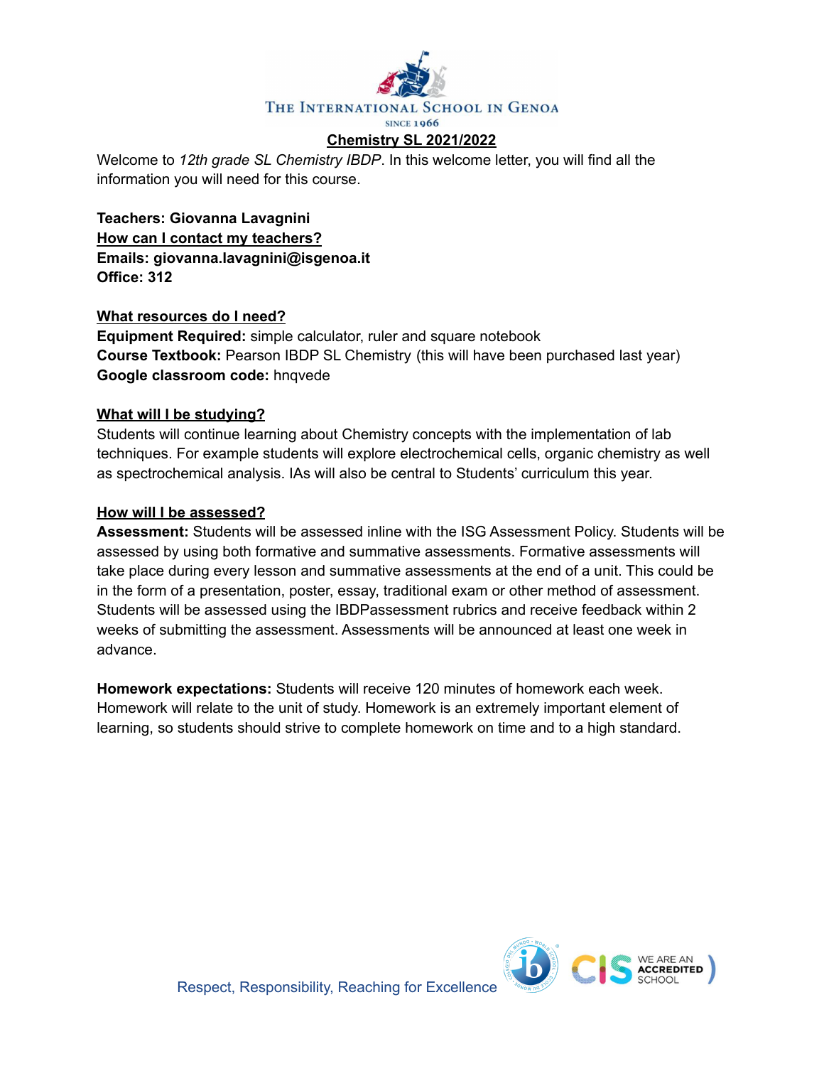THE INTERNATIONAL SCHOOL IN GENOA

SINCE 1966

# Chemistry SL 2021/2022

Welcome to *12th grade SL Chemistry IBDP*. In this welcome letter, you will find all the information you will need for this course.

**Teachers: Giovanna Lavagnini**

## How can I contact my teachers?

**Emails: giovanna.lavagnini@isgenoa.it**

**Office: 312**

## What resources do I need?

**Equipment Required:** simple calculator, ruler and square notebook

**Course Textbook:** Pearson IBDP SL Chemistry (this will have been purchased last year)

**Google classroom code:** hnqvede

## What will I be studying?

Students will continue learning about Chemistry concepts with the implementation of lab techniques. For example students will explore electrochemical cells, organic chemistry as well as spectrochemical analysis. IAs will also be central to Students' curriculum this year.

## How will I be assessed?

**Assessment:** Students will be assessed inline with the ISG Assessment Policy. Students will be assessed by using both formative and summative assessments. Formative assessments will take place during every lesson and summative assessments at the end of a unit. This could be in the form of a presentation, poster, essay, traditional exam or other method of assessment. Students will be assessed using the IBDPassessment rubrics and receive feedback within 2 weeks of submitting the assessment. Assessments will be announced at least one week in advance.

**Homework expectations:** Students will receive 120 minutes of homework each week. Homework will relate to the unit of study. Homework is an extremely important element of learning, so students should strive to complete homework on time and to a high standard.

Respect, Responsibility, Reaching for Excellence

WE ARE AN ACCREDITED SCHOOL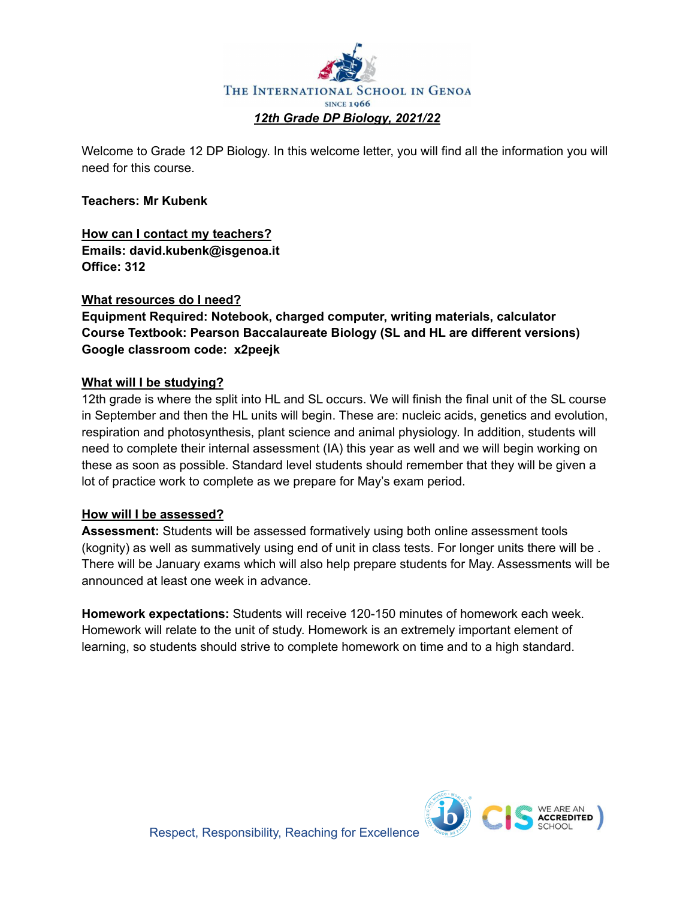THE INTERNATIONAL SCHOOL IN GENOA

SINCE 1966

***12th Grade DP Biology, 2021/22***

Welcome to Grade 12 DP Biology. In this welcome letter, you will find all the information you will need for this course.

**Teachers: Mr Kubenk**

**How can I contact my teachers?**
**Emails: david.kubenk@isgenoa.it**
**Office: 312**

**What resources do I need?**
**Equipment Required: Notebook, charged computer, writing materials, calculator**
**Course Textbook: Pearson Baccalaureate Biology (SL and HL are different versions)**
**Google classroom code: x2peejk**

**What will I be studying?**

12th grade is where the split into HL and SL occurs. We will finish the final unit of the SL course in September and then the HL units will begin. These are: nucleic acids, genetics and evolution, respiration and photosynthesis, plant science and animal physiology. In addition, students will need to complete their internal assessment (IA) this year as well and we will begin working on these as soon as possible. Standard level students should remember that they will be given a lot of practice work to complete as we prepare for May's exam period.

**How will I be assessed?**

**Assessment:** Students will be assessed formatively using both online assessment tools (kognity) as well as summatively using end of unit in class tests. For longer units there will be . There will be January exams which will also help prepare students for May. Assessments will be announced at least one week in advance.

**Homework expectations:** Students will receive 120-150 minutes of homework each week. Homework will relate to the unit of study. Homework is an extremely important element of learning, so students should strive to complete homework on time and to a high standard.

Respect, Responsibility, Reaching for Excellence

WE ARE AN ACCREDITED SCHOOL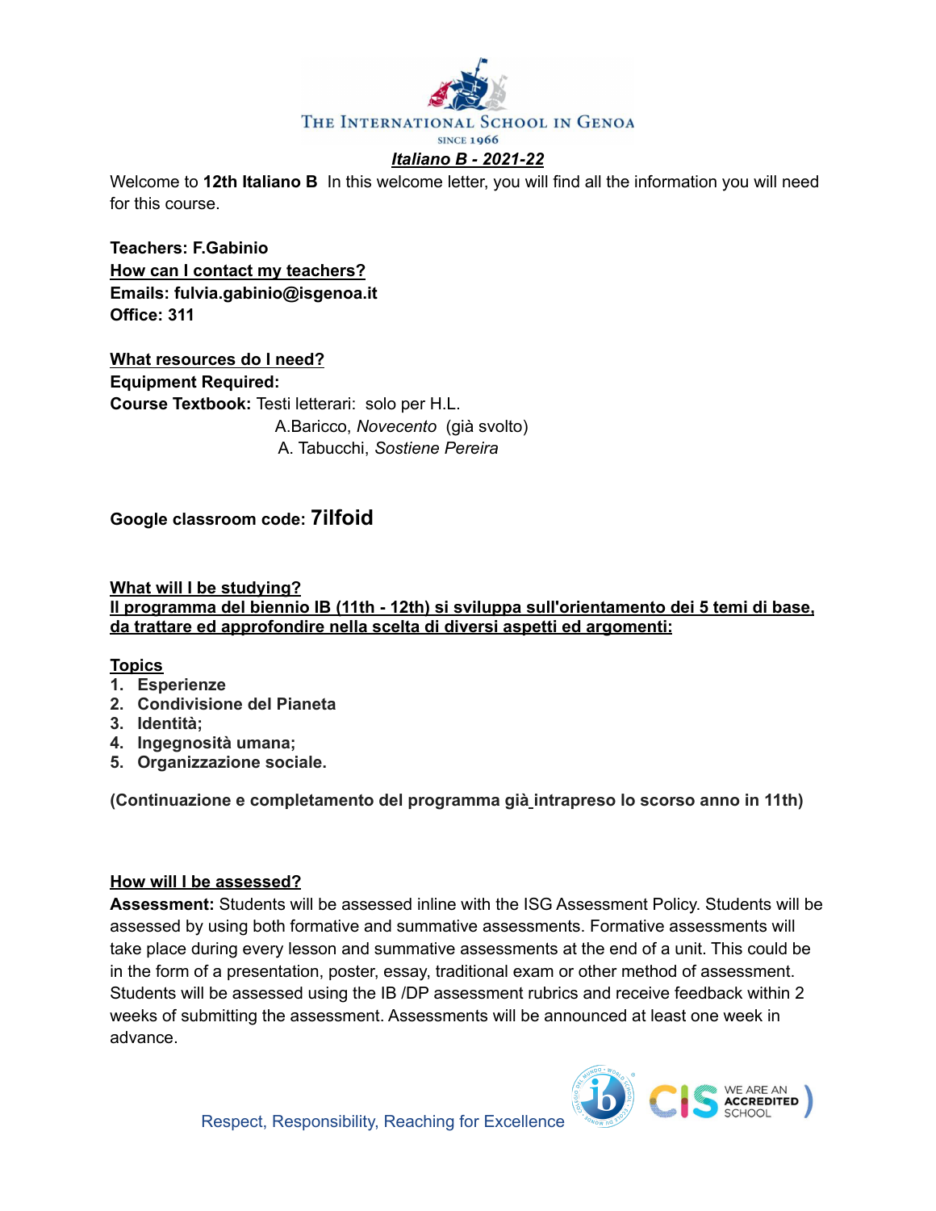THE INTERNATIONAL SCHOOL IN GENOA
SINCE 1966

## ***Italiano B - 2021-22***

Welcome to **12th Italiano B** In this welcome letter, you will find all the information you will need for this course.

**Teachers: F.Gabinio**
**How can I contact my teachers?**
**Emails: fulvia.gabinio@isgenoa.it**
**Office: 311**

**What resources do I need?**
**Equipment Required:**
**Course Textbook:** Testi letterari: solo per H.L.
A.Baricco, *Novecento* (già svolto)
A. Tabucchi, *Sostiene Pereira*

**Google classroom code: 7ilfoid**

**What will I be studying?**
**Il programma del biennio IB (11th - 12th) si sviluppa sull'orientamento dei 5 temi di base, da trattare ed approfondire nella scelta di diversi aspetti ed argomenti:**

**Topics**
1. **Esperienze**
2. **Condivisione del Pianeta**
3. **Identità;**
4. **Ingegnosità umana;**
5. **Organizzazione sociale.**

**(Continuazione e completamento del programma già intrapreso lo scorso anno in 11th)**

**How will I be assessed?**
**Assessment:** Students will be assessed inline with the ISG Assessment Policy. Students will be assessed by using both formative and summative assessments. Formative assessments will take place during every lesson and summative assessments at the end of a unit. This could be in the form of a presentation, poster, essay, traditional exam or other method of assessment. Students will be assessed using the IB /DP assessment rubrics and receive feedback within 2 weeks of submitting the assessment. Assessments will be announced at least one week in advance.

Respect, Responsibility, Reaching for Excellence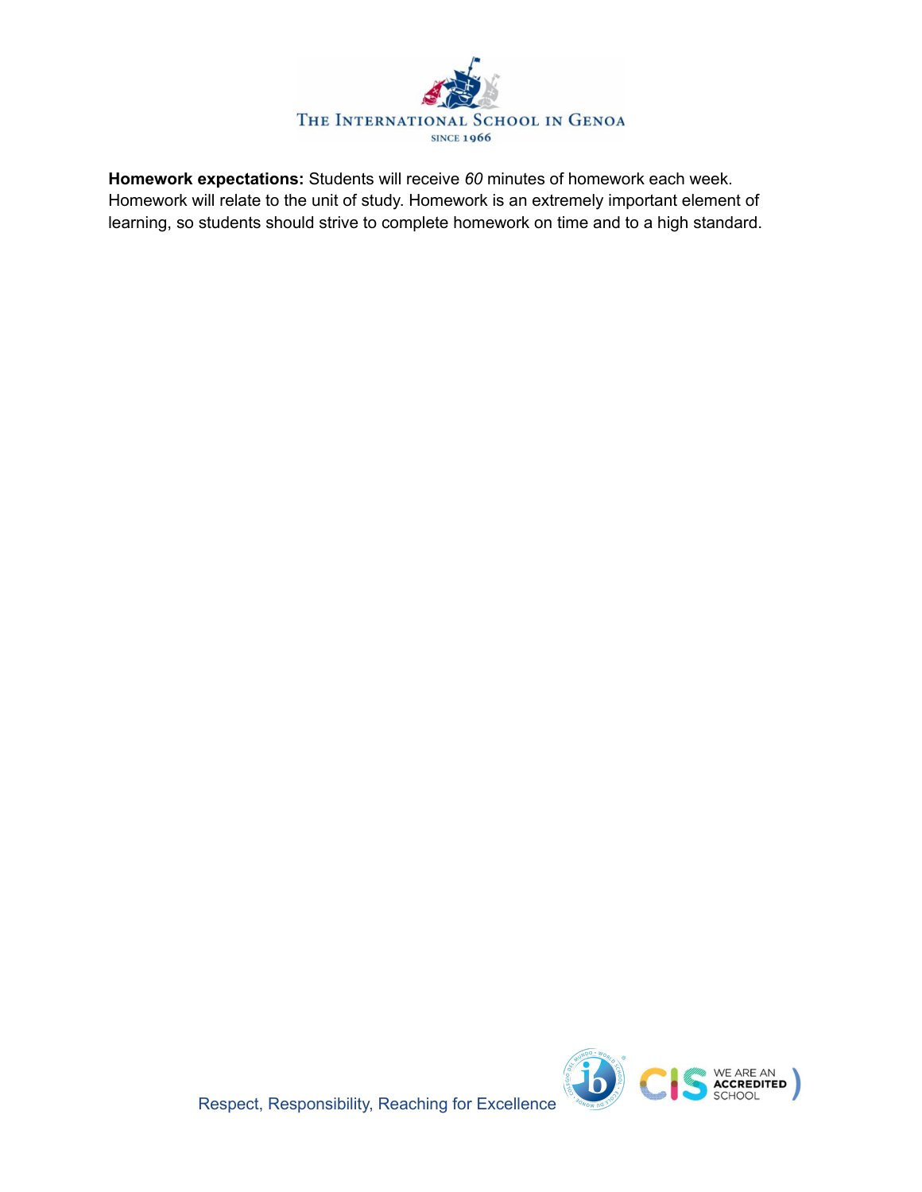**Homework expectations:** Students will receive *60* minutes of homework each week. Homework will relate to the unit of study. Homework is an extremely important element of learning, so students should strive to complete homework on time and to a high standard.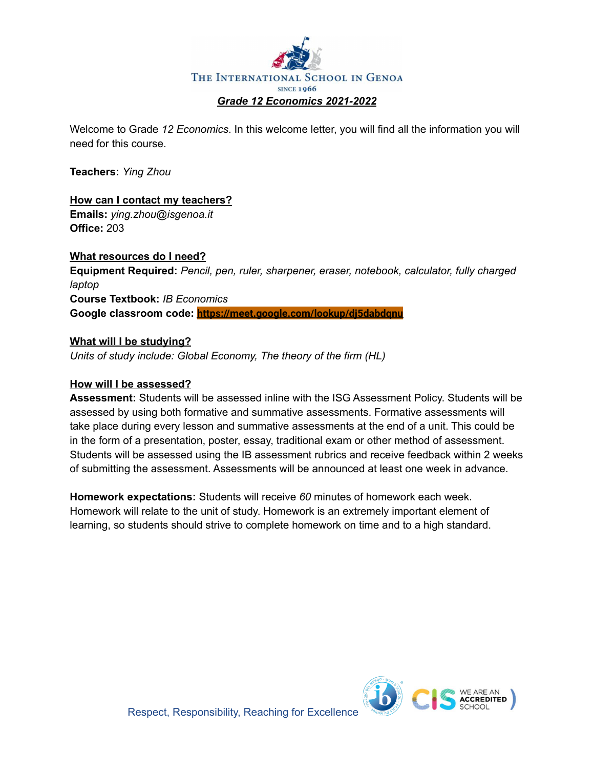# The International School in Genoa

SINCE 1966

## *Grade 12 Economics 2021-2022*

Welcome to Grade *12 Economics*. In this welcome letter, you will find all the information you will need for this course.

**Teachers:** *Ying Zhou*

**How can I contact my teachers?**
**Emails:** *ying.zhou@isgenoa.it*
**Office:** 203

**What resources do I need?**
**Equipment Required:** *Pencil, pen, ruler, sharpener, eraser, notebook, calculator, fully charged laptop*
**Course Textbook:** *IB Economics*
**Google classroom code:** **https://meet.google.com/lookup/dj5dabdqnu**

**What will I be studying?**
*Units of study include: Global Economy, The theory of the firm (HL)*

**How will I be assessed?**
**Assessment:** Students will be assessed inline with the ISG Assessment Policy. Students will be assessed by using both formative and summative assessments. Formative assessments will take place during every lesson and summative assessments at the end of a unit. This could be in the form of a presentation, poster, essay, traditional exam or other method of assessment. Students will be assessed using the IB assessment rubrics and receive feedback within 2 weeks of submitting the assessment. Assessments will be announced at least one week in advance.

**Homework expectations:** Students will receive *60* minutes of homework each week. Homework will relate to the unit of study. Homework is an extremely important element of learning, so students should strive to complete homework on time and to a high standard.

Respect, Responsibility, Reaching for Excellence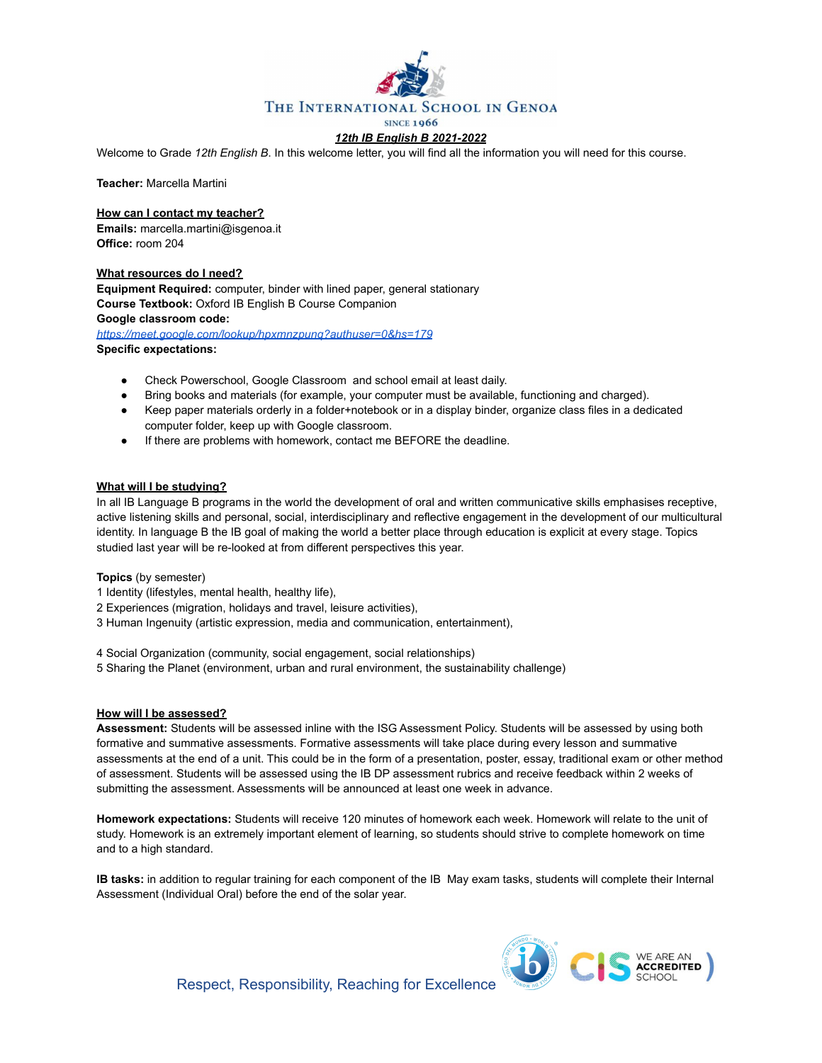THE INTERNATIONAL SCHOOL IN GENOA

SINCE 1966

***12th IB English B 2021-2022***

Welcome to Grade *12th English B*. In this welcome letter, you will find all the information you will need for this course.

**Teacher:** Marcella Martini

**How can I contact my teacher?**

**Emails:** marcella.martini@isgenoa.it
**Office:** room 204

**What resources do I need?**

**Equipment Required:** computer, binder with lined paper, general stationary
**Course Textbook:** Oxford IB English B Course Companion
**Google classroom code:**
https://meet.google.com/lookup/hpxmnzpung?authuser=0&hs=179
**Specific expectations:**

- Check Powerschool, Google Classroom and school email at least daily.
- Bring books and materials (for example, your computer must be available, functioning and charged).
- Keep paper materials orderly in a folder+notebook or in a display binder, organize class files in a dedicated computer folder, keep up with Google classroom.
- If there are problems with homework, contact me BEFORE the deadline.

**What will I be studying?**

In all IB Language B programs in the world the development of oral and written communicative skills emphasises receptive, active listening skills and personal, social, interdisciplinary and reflective engagement in the development of our multicultural identity. In language B the IB goal of making the world a better place through education is explicit at every stage. Topics studied last year will be re-looked at from different perspectives this year.

**Topics** (by semester)
1 Identity (lifestyles, mental health, healthy life),
2 Experiences (migration, holidays and travel, leisure activities),
3 Human Ingenuity (artistic expression, media and communication, entertainment),

4 Social Organization (community, social engagement, social relationships)
5 Sharing the Planet (environment, urban and rural environment, the sustainability challenge)

**How will I be assessed?**

**Assessment:** Students will be assessed inline with the ISG Assessment Policy. Students will be assessed by using both formative and summative assessments. Formative assessments will take place during every lesson and summative assessments at the end of a unit. This could be in the form of a presentation, poster, essay, traditional exam or other method of assessment. Students will be assessed using the IB DP assessment rubrics and receive feedback within 2 weeks of submitting the assessment. Assessments will be announced at least one week in advance.

**Homework expectations:** Students will receive 120 minutes of homework each week. Homework will relate to the unit of study. Homework is an extremely important element of learning, so students should strive to complete homework on time and to a high standard.

**IB tasks:** in addition to regular training for each component of the IB May exam tasks, students will complete their Internal Assessment (Individual Oral) before the end of the solar year.

Respect, Responsibility, Reaching for Excellence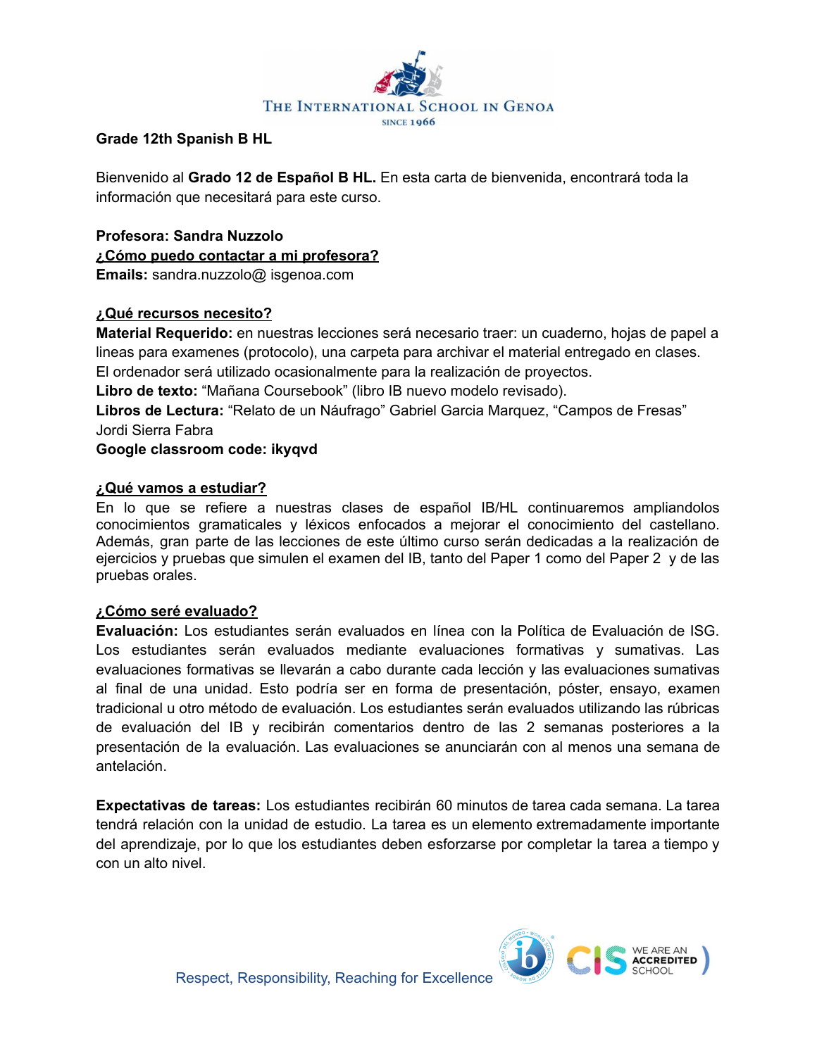**Grade 12th Spanish B HL**

Bienvenido al **Grado 12 de Español B HL.** En esta carta de bienvenida, encontrará toda la información que necesitará para este curso.

**Profesora: Sandra Nuzzolo**

**¿Cómo puedo contactar a mi profesora?**

**Emails:** sandra.nuzzolo@ isgenoa.com

**¿Qué recursos necesito?**

**Material Requerido:** en nuestras lecciones será necesario traer: un cuaderno, hojas de papel a lineas para examenes (protocolo), una carpeta para archivar el material entregado en clases. El ordenador será utilizado ocasionalmente para la realización de proyectos.

**Libro de texto:** "Mañana Coursebook" (libro IB nuevo modelo revisado).

**Libros de Lectura:** "Relato de un Náufrago" Gabriel Garcia Marquez, "Campos de Fresas" Jordi Sierra Fabra

**Google classroom code: ikyqvd**

**¿Qué vamos a estudiar?**

En lo que se refiere a nuestras clases de español IB/HL continuaremos ampliandolos conocimientos gramaticales y léxicos enfocados a mejorar el conocimiento del castellano. Además, gran parte de las lecciones de este último curso serán dedicadas a la realización de ejercicios y pruebas que simulen el examen del IB, tanto del Paper 1 como del Paper 2 y de las pruebas orales.

**¿Cómo seré evaluado?**

**Evaluación:** Los estudiantes serán evaluados en línea con la Política de Evaluación de ISG. Los estudiantes serán evaluados mediante evaluaciones formativas y sumativas. Las evaluaciones formativas se llevarán a cabo durante cada lección y las evaluaciones sumativas al final de una unidad. Esto podría ser en forma de presentación, póster, ensayo, examen tradicional u otro método de evaluación. Los estudiantes serán evaluados utilizando las rúbricas de evaluación del IB y recibirán comentarios dentro de las 2 semanas posteriores a la presentación de la evaluación. Las evaluaciones se anunciarán con al menos una semana de antelación.

**Expectativas de tareas:** Los estudiantes recibirán 60 minutos de tarea cada semana. La tarea tendrá relación con la unidad de estudio. La tarea es un elemento extremadamente importante del aprendizaje, por lo que los estudiantes deben esforzarse por completar la tarea a tiempo y con un alto nivel.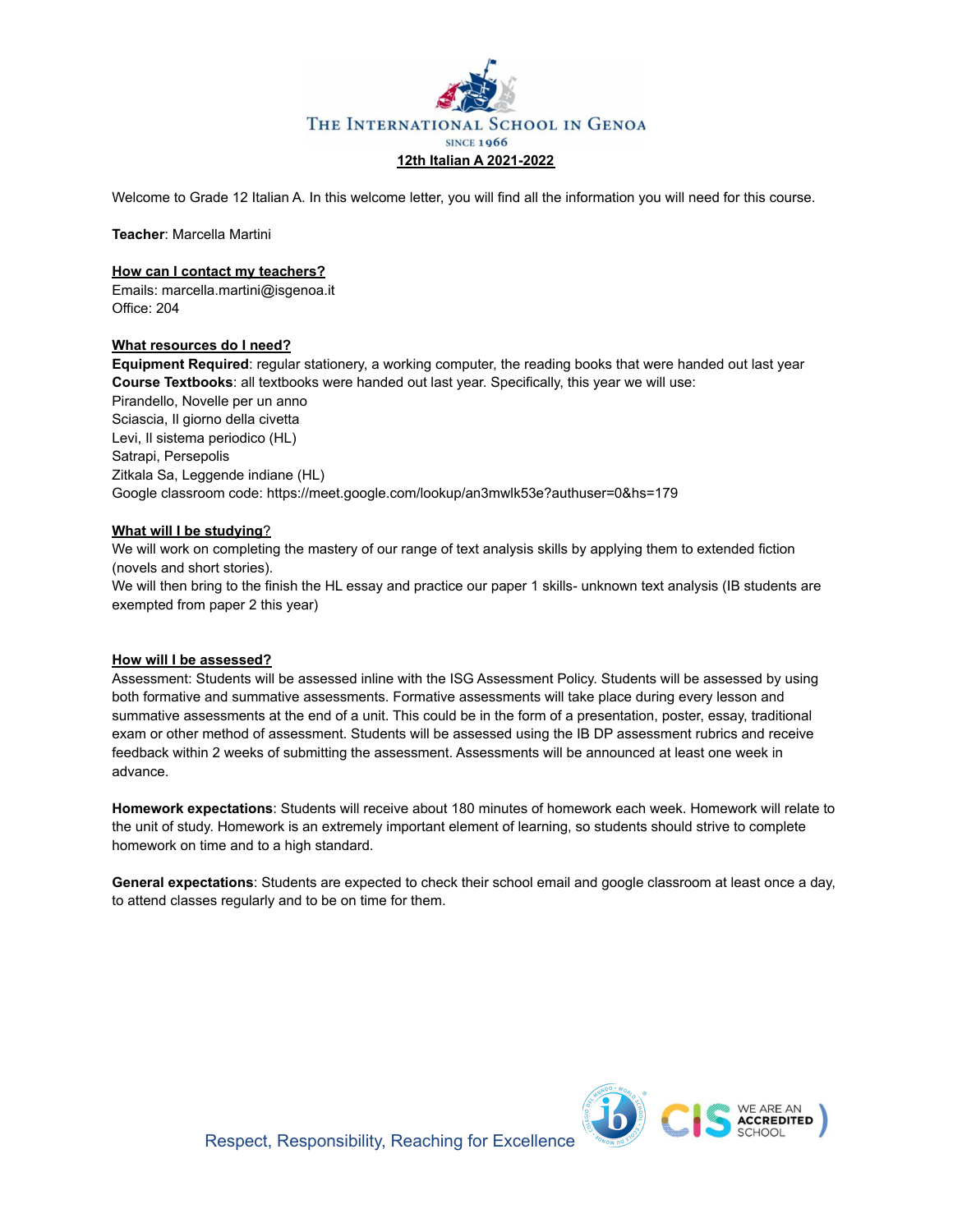THE INTERNATIONAL SCHOOL IN GENOA

SINCE 1966

**12th Italian A 2021-2022**

Welcome to Grade 12 Italian A. In this welcome letter, you will find all the information you will need for this course.

**Teacher**: Marcella Martini

**How can I contact my teachers?**

Emails: marcella.martini@isgenoa.it
Office: 204

**What resources do I need?**

**Equipment Required**: regular stationery, a working computer, the reading books that were handed out last year
**Course Textbooks**: all textbooks were handed out last year. Specifically, this year we will use:
Pirandello, Novelle per un anno
Sciascia, Il giorno della civetta
Levi, Il sistema periodico (HL)
Satrapi, Persepolis
Zitkala Sa, Leggende indiane (HL)
Google classroom code: https://meet.google.com/lookup/an3mwlk53e?authuser=0&hs=179

**What will I be studying?**

We will work on completing the mastery of our range of text analysis skills by applying them to extended fiction (novels and short stories).
We will then bring to the finish the HL essay and practice our paper 1 skills- unknown text analysis (IB students are exempted from paper 2 this year)

**How will I be assessed?**

Assessment: Students will be assessed inline with the ISG Assessment Policy. Students will be assessed by using both formative and summative assessments. Formative assessments will take place during every lesson and summative assessments at the end of a unit. This could be in the form of a presentation, poster, essay, traditional exam or other method of assessment. Students will be assessed using the IB DP assessment rubrics and receive feedback within 2 weeks of submitting the assessment. Assessments will be announced at least one week in advance.

**Homework expectations**: Students will receive about 180 minutes of homework each week. Homework will relate to the unit of study. Homework is an extremely important element of learning, so students should strive to complete homework on time and to a high standard.

**General expectations**: Students are expected to check their school email and google classroom at least once a day, to attend classes regularly and to be on time for them.

Respect, Responsibility, Reaching for Excellence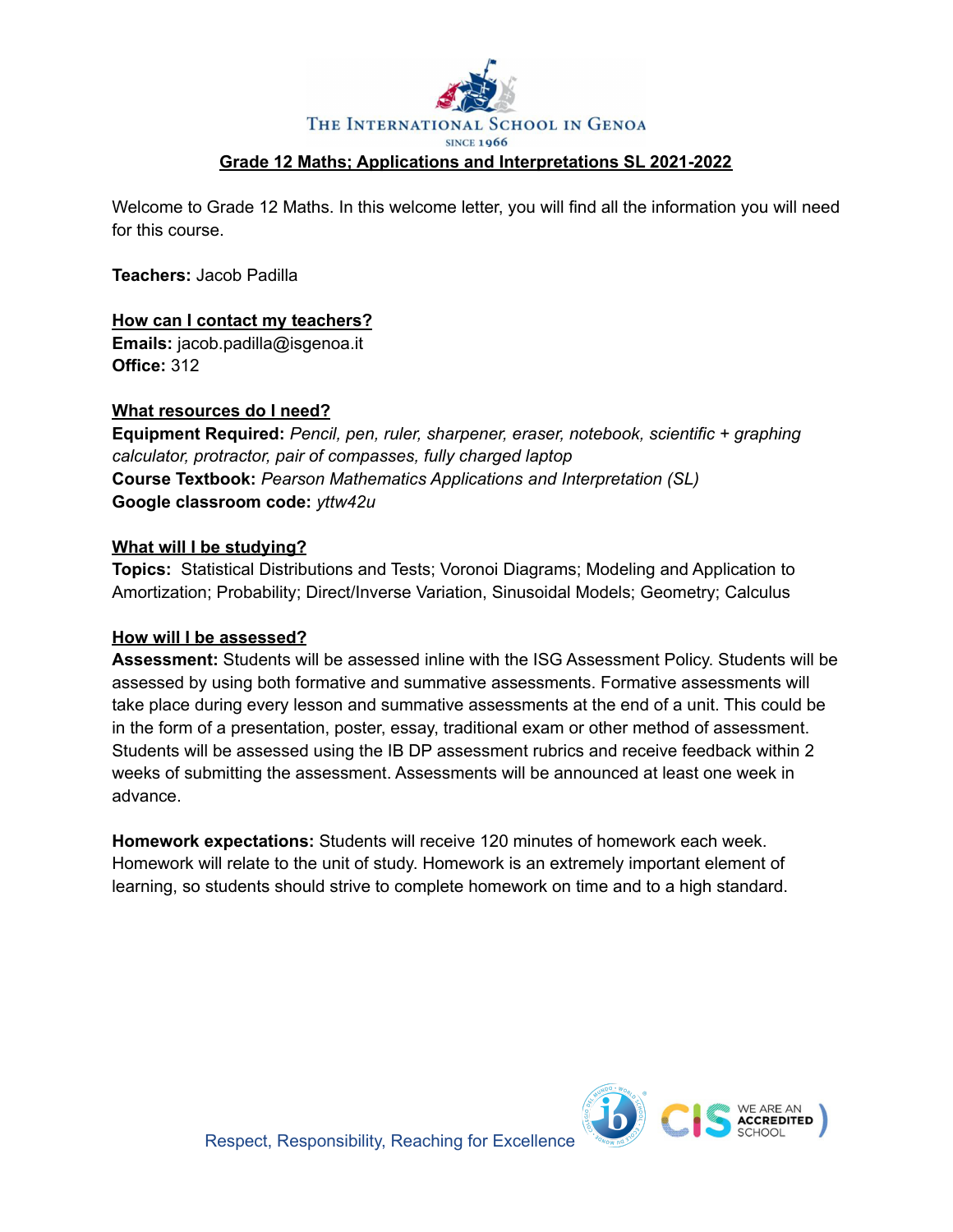The International School in Genoa

Since 1966

## Grade 12 Maths; Applications and Interpretations SL 2021-2022

Welcome to Grade 12 Maths. In this welcome letter, you will find all the information you will need for this course.

**Teachers:** Jacob Padilla

### How can I contact my teachers?

**Emails:** jacob.padilla@isgenoa.it
**Office:** 312

### What resources do I need?

**Equipment Required:** *Pencil, pen, ruler, sharpener, eraser, notebook, scientific + graphing calculator, protractor, pair of compasses, fully charged laptop*
**Course Textbook:** *Pearson Mathematics Applications and Interpretation (SL)*
**Google classroom code:** *yttw42u*

### What will I be studying?

**Topics:** Statistical Distributions and Tests; Voronoi Diagrams; Modeling and Application to Amortization; Probability; Direct/Inverse Variation, Sinusoidal Models; Geometry; Calculus

### How will I be assessed?

**Assessment:** Students will be assessed inline with the ISG Assessment Policy. Students will be assessed by using both formative and summative assessments. Formative assessments will take place during every lesson and summative assessments at the end of a unit. This could be in the form of a presentation, poster, essay, traditional exam or other method of assessment. Students will be assessed using the IB DP assessment rubrics and receive feedback within 2 weeks of submitting the assessment. Assessments will be announced at least one week in advance.

**Homework expectations:** Students will receive 120 minutes of homework each week. Homework will relate to the unit of study. Homework is an extremely important element of learning, so students should strive to complete homework on time and to a high standard.

Respect, Responsibility, Reaching for Excellence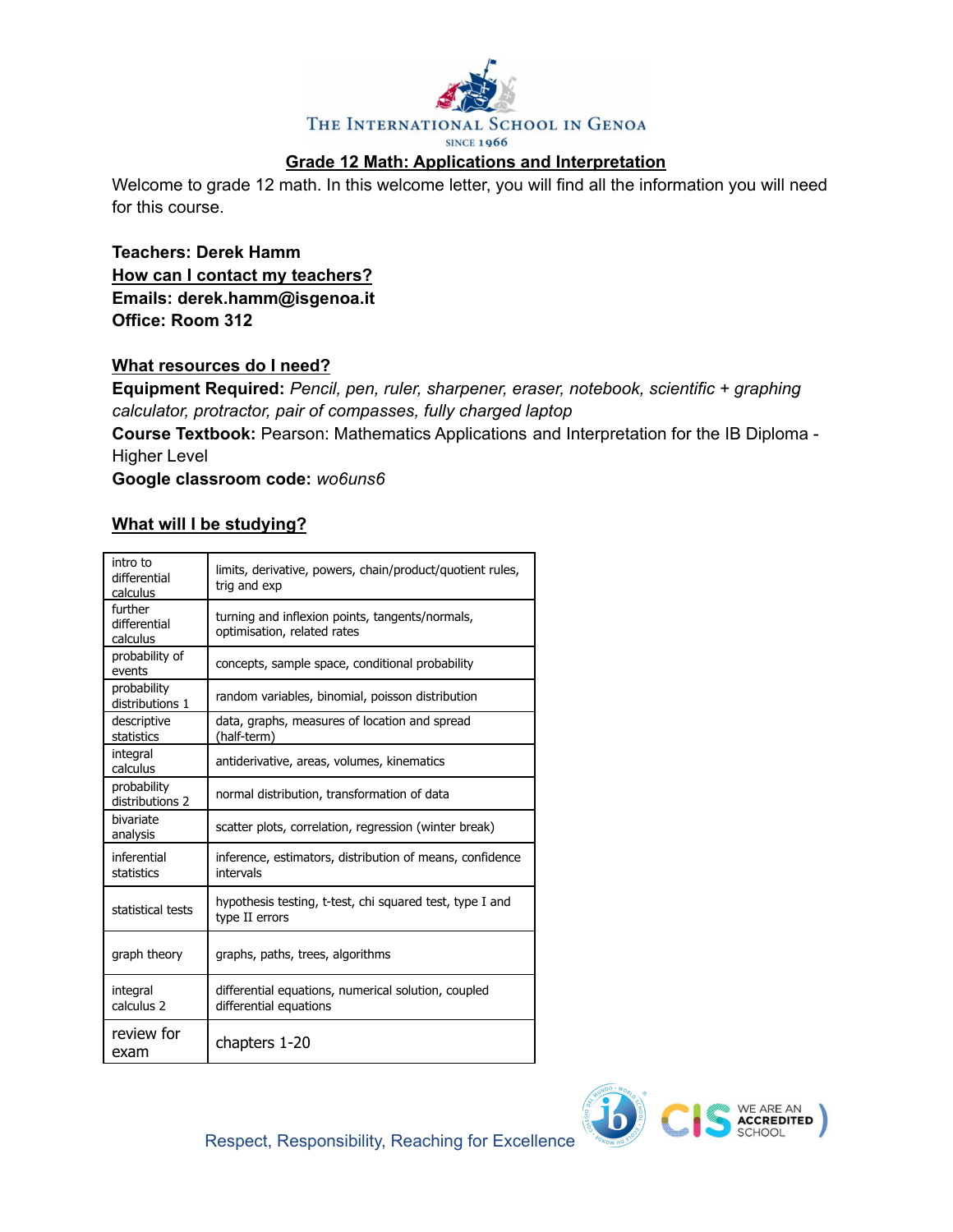THE INTERNATIONAL SCHOOL IN GENOA
SINCE 1966

## Grade 12 Math: Applications and Interpretation

Welcome to grade 12 math. In this welcome letter, you will find all the information you will need for this course.

**Teachers: Derek Hamm**
**How can I contact my teachers?**
**Emails: derek.hamm@isgenoa.it**
**Office: Room 312**

### What resources do I need?

**Equipment Required:** *Pencil, pen, ruler, sharpener, eraser, notebook, scientific + graphing calculator, protractor, pair of compasses, fully charged laptop*
**Course Textbook:** Pearson: Mathematics Applications and Interpretation for the IB Diploma - Higher Level
**Google classroom code:** *wo6uns6*

### What will I be studying?

| | |
|---|---|
| intro to differential calculus | limits, derivative, powers, chain/product/quotient rules, trig and exp |
| further differential calculus | turning and inflexion points, tangents/normals, optimisation, related rates |
| probability of events | concepts, sample space, conditional probability |
| probability distributions 1 | random variables, binomial, poisson distribution |
| descriptive statistics | data, graphs, measures of location and spread (half-term) |
| integral calculus | antiderivative, areas, volumes, kinematics |
| probability distributions 2 | normal distribution, transformation of data |
| bivariate analysis | scatter plots, correlation, regression (winter break) |
| inferential statistics | inference, estimators, distribution of means, confidence intervals |
| statistical tests | hypothesis testing, t-test, chi squared test, type I and type II errors |
| graph theory | graphs, paths, trees, algorithms |
| integral calculus 2 | differential equations, numerical solution, coupled differential equations |
| review for exam | chapters 1-20 |

Respect, Responsibility, Reaching for Excellence

WE ARE AN ACCREDITED SCHOOL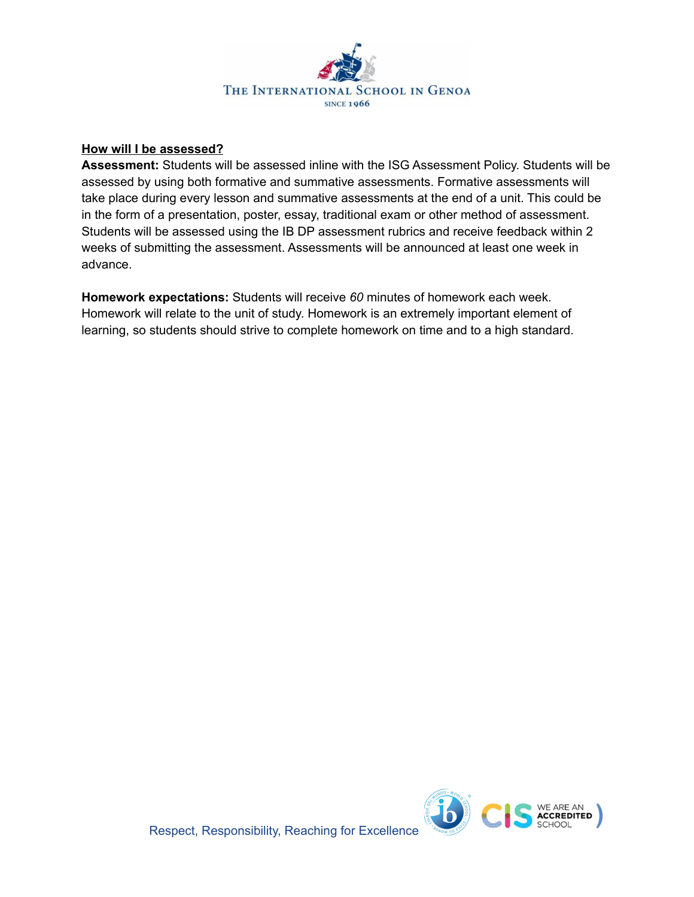**How will I be assessed?**

**Assessment:** Students will be assessed inline with the ISG Assessment Policy. Students will be assessed by using both formative and summative assessments. Formative assessments will take place during every lesson and summative assessments at the end of a unit. This could be in the form of a presentation, poster, essay, traditional exam or other method of assessment. Students will be assessed using the IB DP assessment rubrics and receive feedback within 2 weeks of submitting the assessment. Assessments will be announced at least one week in advance.

**Homework expectations:** Students will receive *60* minutes of homework each week. Homework will relate to the unit of study. Homework is an extremely important element of learning, so students should strive to complete homework on time and to a high standard.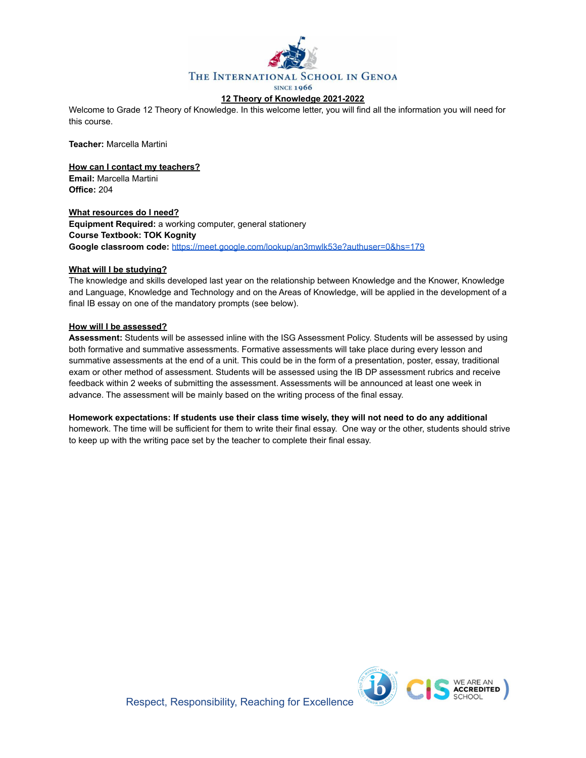THE INTERNATIONAL SCHOOL IN GENOA

SINCE 1966

## 12 Theory of Knowledge 2021-2022

Welcome to Grade 12 Theory of Knowledge. In this welcome letter, you will find all the information you will need for this course.

**Teacher:** Marcella Martini

### How can I contact my teachers?

**Email:** Marcella Martini
**Office:** 204

### What resources do I need?

**Equipment Required:** a working computer, general stationery
**Course Textbook: TOK Kognity**
**Google classroom code:** [https://meet.google.com/lookup/an3mwlk53e?authuser=0&hs=179](https://meet.google.com/lookup/an3mwlk53e?authuser=0&hs=179)

### What will I be studying?

The knowledge and skills developed last year on the relationship between Knowledge and the Knower, Knowledge and Language, Knowledge and Technology and on the Areas of Knowledge, will be applied in the development of a final IB essay on one of the mandatory prompts (see below).

### How will I be assessed?

**Assessment:** Students will be assessed inline with the ISG Assessment Policy. Students will be assessed by using both formative and summative assessments. Formative assessments will take place during every lesson and summative assessments at the end of a unit. This could be in the form of a presentation, poster, essay, traditional exam or other method of assessment. Students will be assessed using the IB DP assessment rubrics and receive feedback within 2 weeks of submitting the assessment. Assessments will be announced at least one week in advance. The assessment will be mainly based on the writing process of the final essay.

**Homework expectations: If students use their class time wisely, they will not need to do any additional** homework. The time will be sufficient for them to write their final essay. One way or the other, students should strive to keep up with the writing pace set by the teacher to complete their final essay.

Respect, Responsibility, Reaching for Excellence

WE ARE AN ACCREDITED SCHOOL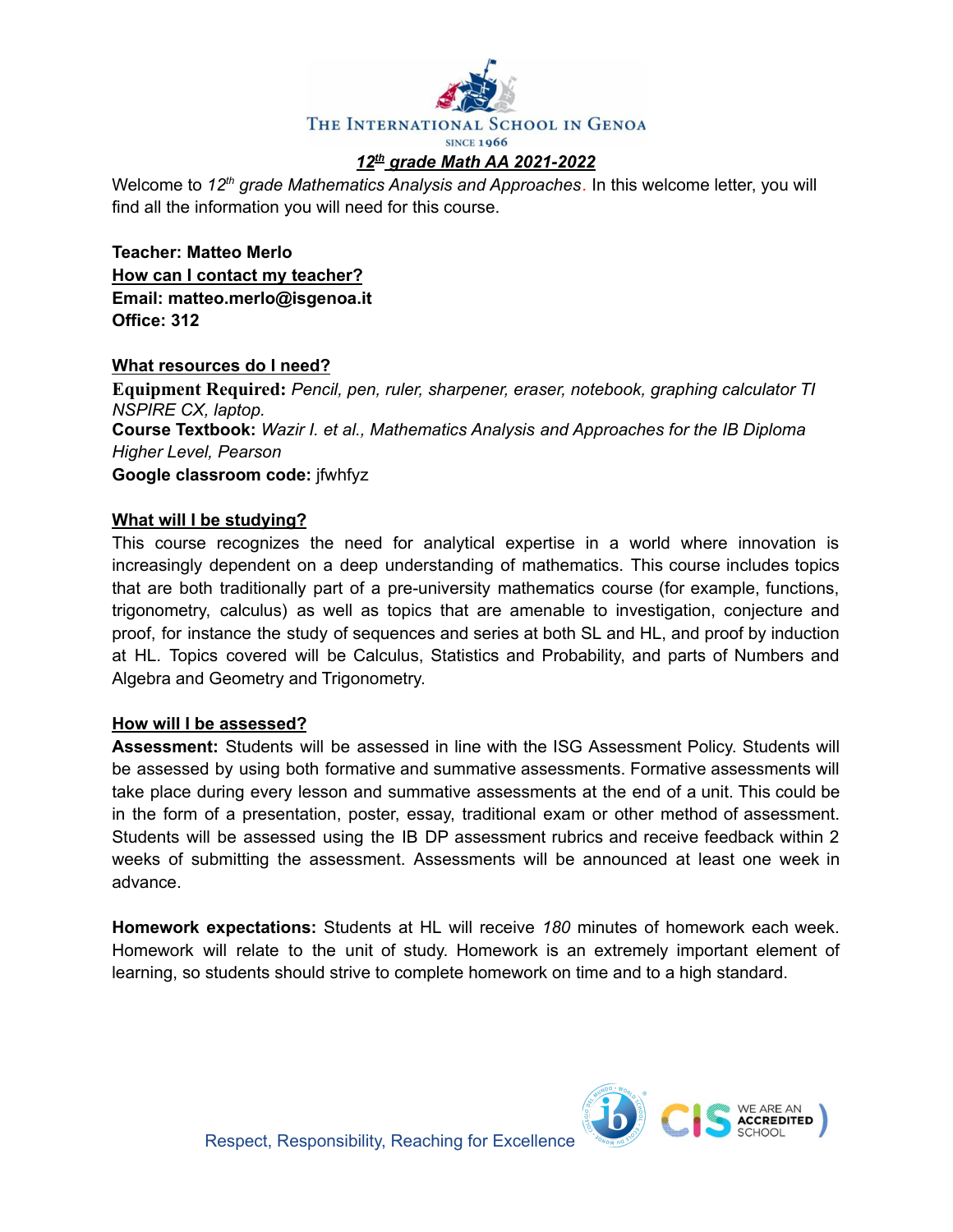The International School in Genoa

SINCE 1966

# *12th grade Math AA 2021-2022*

Welcome to *12th grade Mathematics Analysis and Approaches*. In this welcome letter, you will find all the information you will need for this course.

**Teacher: Matteo Merlo**

**How can I contact my teacher?**

**Email: matteo.merlo@isgenoa.it**

**Office: 312**

## What resources do I need?

**Equipment Required:** *Pencil, pen, ruler, sharpener, eraser, notebook, graphing calculator TI NSPIRE CX, laptop.*

**Course Textbook:** *Wazir I. et al., Mathematics Analysis and Approaches for the IB Diploma Higher Level, Pearson*

**Google classroom code:** jfwhfyz

## What will I be studying?

This course recognizes the need for analytical expertise in a world where innovation is increasingly dependent on a deep understanding of mathematics. This course includes topics that are both traditionally part of a pre-university mathematics course (for example, functions, trigonometry, calculus) as well as topics that are amenable to investigation, conjecture and proof, for instance the study of sequences and series at both SL and HL, and proof by induction at HL. Topics covered will be Calculus, Statistics and Probability, and parts of Numbers and Algebra and Geometry and Trigonometry.

## How will I be assessed?

**Assessment:** Students will be assessed in line with the ISG Assessment Policy. Students will be assessed by using both formative and summative assessments. Formative assessments will take place during every lesson and summative assessments at the end of a unit. This could be in the form of a presentation, poster, essay, traditional exam or other method of assessment. Students will be assessed using the IB DP assessment rubrics and receive feedback within 2 weeks of submitting the assessment. Assessments will be announced at least one week in advance.

**Homework expectations:** Students at HL will receive *180* minutes of homework each week. Homework will relate to the unit of study. Homework is an extremely important element of learning, so students should strive to complete homework on time and to a high standard.

Respect, Responsibility, Reaching for Excellence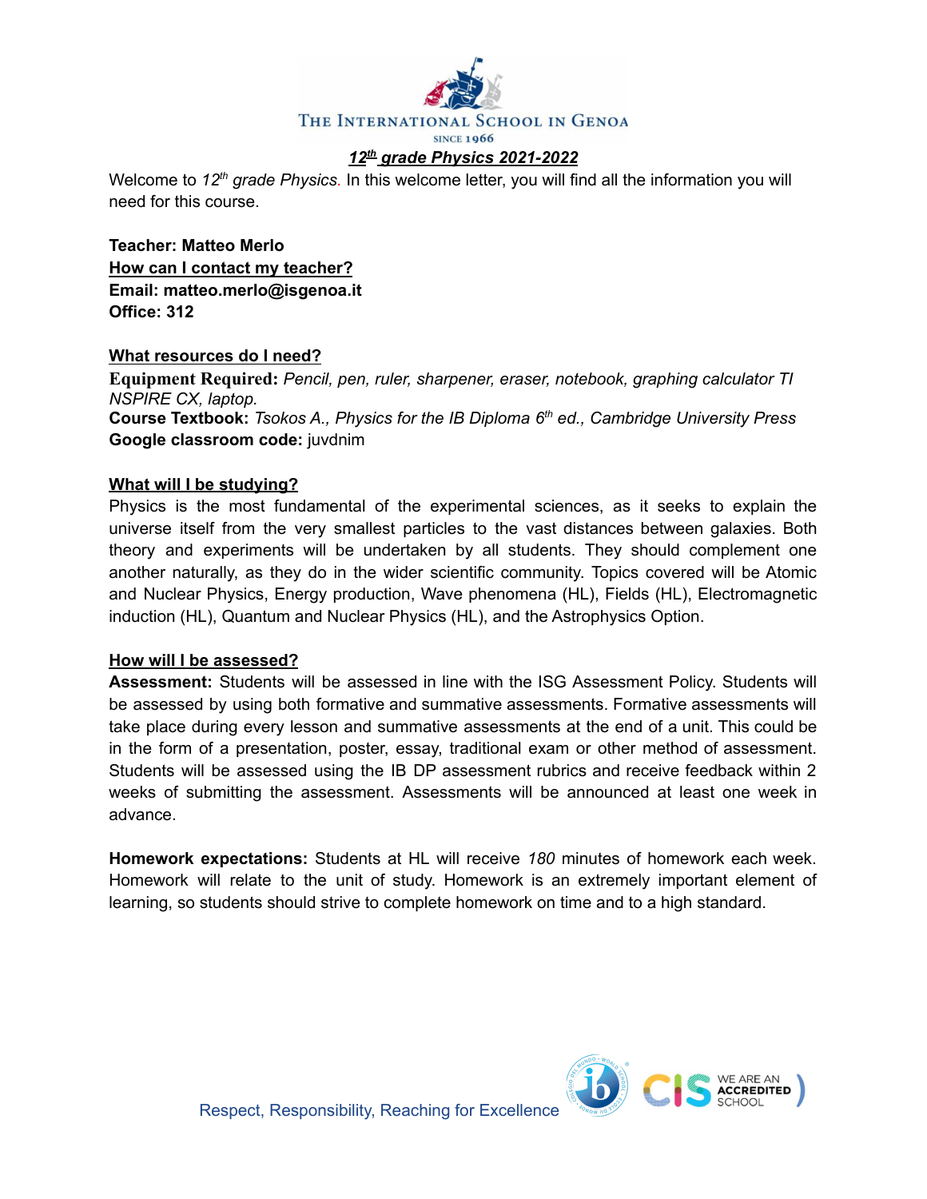THE INTERNATIONAL SCHOOL IN GENOA

SINCE 1966

## *12th grade Physics 2021-2022*

Welcome to *12th grade Physics*. In this welcome letter, you will find all the information you will need for this course.

**Teacher: Matteo Merlo**

**How can I contact my teacher?**

**Email: matteo.merlo@isgenoa.it**

**Office: 312**

**What resources do I need?**

**Equipment Required:** *Pencil, pen, ruler, sharpener, eraser, notebook, graphing calculator TI NSPIRE CX, laptop.*

**Course Textbook:** *Tsokos A., Physics for the IB Diploma 6th ed., Cambridge University Press*

**Google classroom code:** juvdnim

**What will I be studying?**

Physics is the most fundamental of the experimental sciences, as it seeks to explain the universe itself from the very smallest particles to the vast distances between galaxies. Both theory and experiments will be undertaken by all students. They should complement one another naturally, as they do in the wider scientific community. Topics covered will be Atomic and Nuclear Physics, Energy production, Wave phenomena (HL), Fields (HL), Electromagnetic induction (HL), Quantum and Nuclear Physics (HL), and the Astrophysics Option.

**How will I be assessed?**

**Assessment:** Students will be assessed in line with the ISG Assessment Policy. Students will be assessed by using both formative and summative assessments. Formative assessments will take place during every lesson and summative assessments at the end of a unit. This could be in the form of a presentation, poster, essay, traditional exam or other method of assessment. Students will be assessed using the IB DP assessment rubrics and receive feedback within 2 weeks of submitting the assessment. Assessments will be announced at least one week in advance.

**Homework expectations:** Students at HL will receive *180* minutes of homework each week. Homework will relate to the unit of study. Homework is an extremely important element of learning, so students should strive to complete homework on time and to a high standard.

Respect, Responsibility, Reaching for Excellence

WE ARE AN ACCREDITED SCHOOL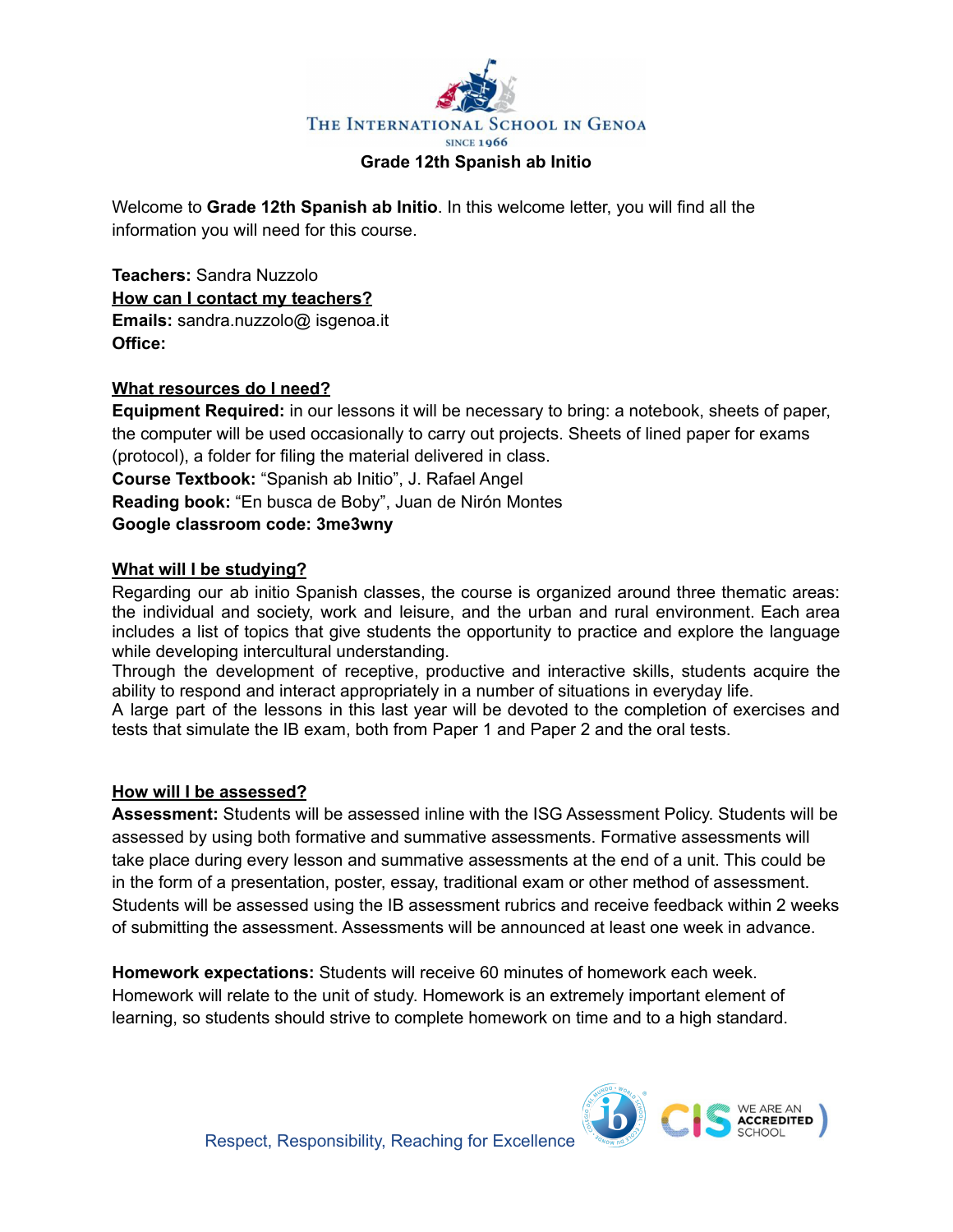THE INTERNATIONAL SCHOOL IN GENOA

SINCE 1966

# Grade 12th Spanish ab Initio

Welcome to **Grade 12th Spanish ab Initio**. In this welcome letter, you will find all the information you will need for this course.

**Teachers:** Sandra Nuzzolo

**How can I contact my teachers?**

**Emails:** sandra.nuzzolo@ isgenoa.it

**Office:**

## What resources do I need?

**Equipment Required:** in our lessons it will be necessary to bring: a notebook, sheets of paper, the computer will be used occasionally to carry out projects. Sheets of lined paper for exams (protocol), a folder for filing the material delivered in class.

**Course Textbook:** "Spanish ab Initio", J. Rafael Angel

**Reading book:** "En busca de Boby", Juan de Nirón Montes

**Google classroom code: 3me3wny**

## What will I be studying?

Regarding our ab initio Spanish classes, the course is organized around three thematic areas: the individual and society, work and leisure, and the urban and rural environment. Each area includes a list of topics that give students the opportunity to practice and explore the language while developing intercultural understanding.

Through the development of receptive, productive and interactive skills, students acquire the ability to respond and interact appropriately in a number of situations in everyday life.

A large part of the lessons in this last year will be devoted to the completion of exercises and tests that simulate the IB exam, both from Paper 1 and Paper 2 and the oral tests.

## How will I be assessed?

**Assessment:** Students will be assessed inline with the ISG Assessment Policy. Students will be assessed by using both formative and summative assessments. Formative assessments will take place during every lesson and summative assessments at the end of a unit. This could be in the form of a presentation, poster, essay, traditional exam or other method of assessment. Students will be assessed using the IB assessment rubrics and receive feedback within 2 weeks of submitting the assessment. Assessments will be announced at least one week in advance.

**Homework expectations:** Students will receive 60 minutes of homework each week. Homework will relate to the unit of study. Homework is an extremely important element of learning, so students should strive to complete homework on time and to a high standard.

Respect, Responsibility, Reaching for Excellence

WE ARE AN ACCREDITED SCHOOL